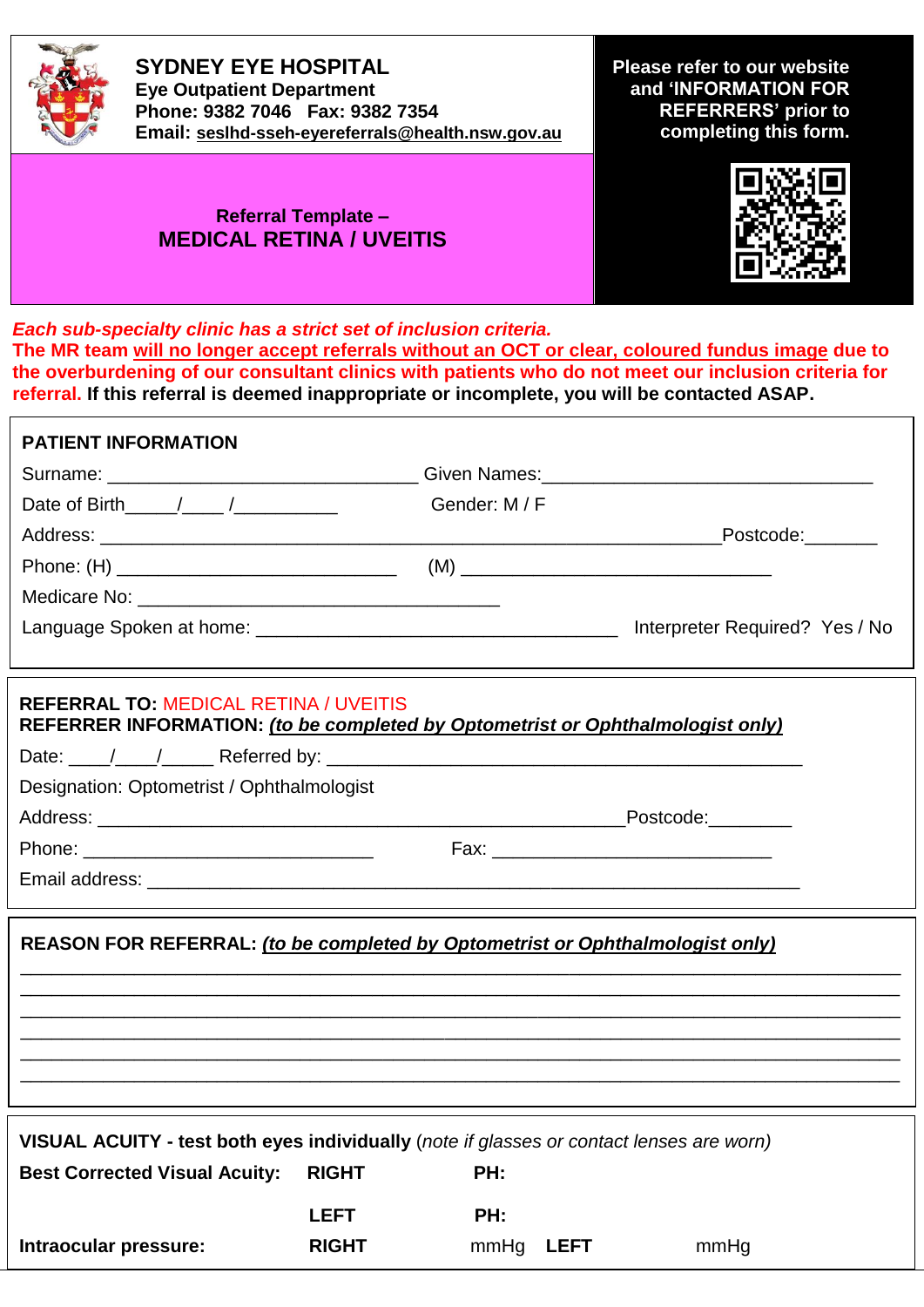# SYDNEY EYE HOSPITAL

**Eye Outpatient Department**
**Phone: 9382 7046 Fax: 9382 7354**
**Email: seslhd-sseh-eyereferrals@health.nsw.gov.au**

**Please refer to our website and 'INFORMATION FOR REFERRERS' prior to completing this form.**

## Referral Template – MEDICAL RETINA / UVEITIS

***Each sub-specialty clinic has a strict set of inclusion criteria.***
**The MR team will no longer accept referrals without an OCT or clear, coloured fundus image due to the overburdening of our consultant clinics with patients who do not meet our inclusion criteria for referral. If this referral is deemed inappropriate or incomplete, you will be contacted ASAP.**

### PATIENT INFORMATION

Surname: ______________________________ Given Names:________________________________

Date of Birth_____/____ /__________ Gender: M / F

Address: ____________________________________________________________Postcode:_______

Phone: (H) ___________________________ (M) ______________________________

Medicare No: ___________________________________

Language Spoken at home: ___________________________________ Interpreter Required? Yes / No

**REFERRAL TO:** MEDICAL RETINA / UVEITIS
**REFERRER INFORMATION:** ***(to be completed by Optometrist or Ophthalmologist only)***

Date: ____/____/_____ Referred by: _______________________________________________

Designation: Optometrist / Ophthalmologist

Address: ___________________________________________________Postcode:________

Phone: ____________________________ Fax: ___________________________

Email address: __________________________________________________________

**REASON FOR REFERRAL:** ***(to be completed by Optometrist or Ophthalmologist only)***

______________________________________________________________________________
______________________________________________________________________________
______________________________________________________________________________
______________________________________________________________________________
______________________________________________________________________________
______________________________________________________________________________

**VISUAL ACUITY - test both eyes individually** *(note if glasses or contact lenses are worn)*

**Best Corrected Visual Acuity:** **RIGHT** **PH:**

**LEFT** **PH:**

**Intraocular pressure:** **RIGHT** mmHg **LEFT** mmHg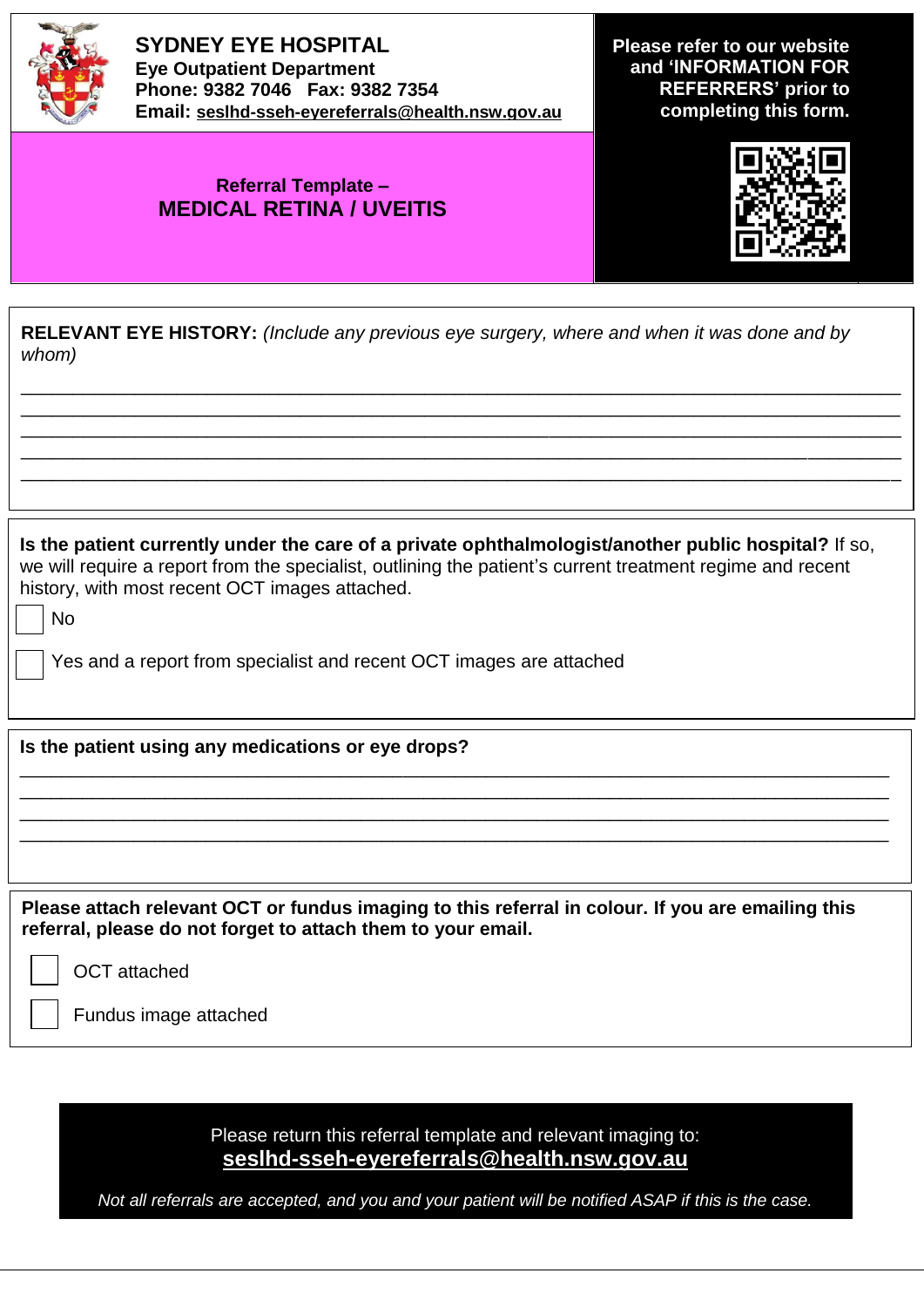# SYDNEY EYE HOSPITAL

**Eye Outpatient Department**
**Phone: 9382 7046 Fax: 9382 7354**
**Email: seslhd-sseh-eyereferrals@health.nsw.gov.au**

**Please refer to our website and 'INFORMATION FOR REFERRERS' prior to completing this form.**

## Referral Template – MEDICAL RETINA / UVEITIS

**RELEVANT EYE HISTORY:** *(Include any previous eye surgery, where and when it was done and by whom)*

________________________________________________________________________________
________________________________________________________________________________
________________________________________________________________________________
________________________________________________________________________________
________________________________________________________________________________

**Is the patient currently under the care of a private ophthalmologist/another public hospital?** If so, we will require a report from the specialist, outlining the patient's current treatment regime and recent history, with most recent OCT images attached.

☐ No

☐ Yes and a report from specialist and recent OCT images are attached

**Is the patient using any medications or eye drops?**

________________________________________________________________________________
________________________________________________________________________________
________________________________________________________________________________
________________________________________________________________________________

**Please attach relevant OCT or fundus imaging to this referral in colour. If you are emailing this referral, please do not forget to attach them to your email.**

☐ OCT attached

☐ Fundus image attached

Please return this referral template and relevant imaging to:
**seslhd-sseh-eyereferrals@health.nsw.gov.au**

*Not all referrals are accepted, and you and your patient will be notified ASAP if this is the case.*